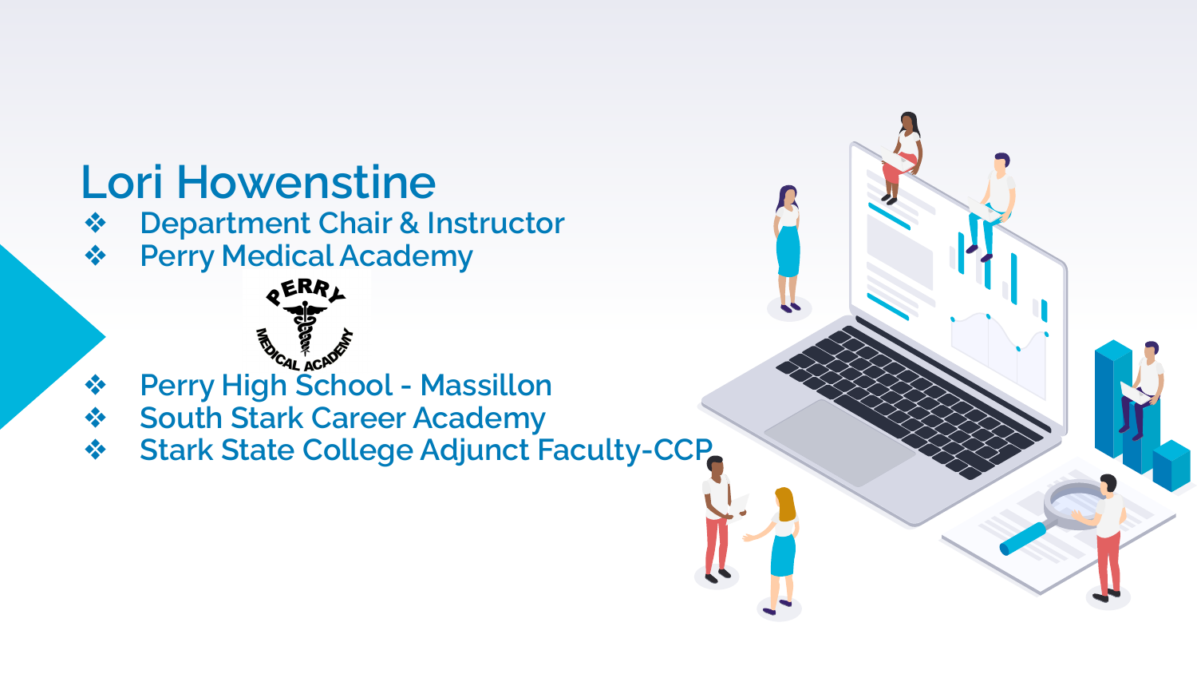# Lori Howenstine

- Department Chair & Instructor
- Perry Medical Academy
- Perry High School - Massillon
- South Stark Career Academy
- Stark State College Adjunct Faculty-CCP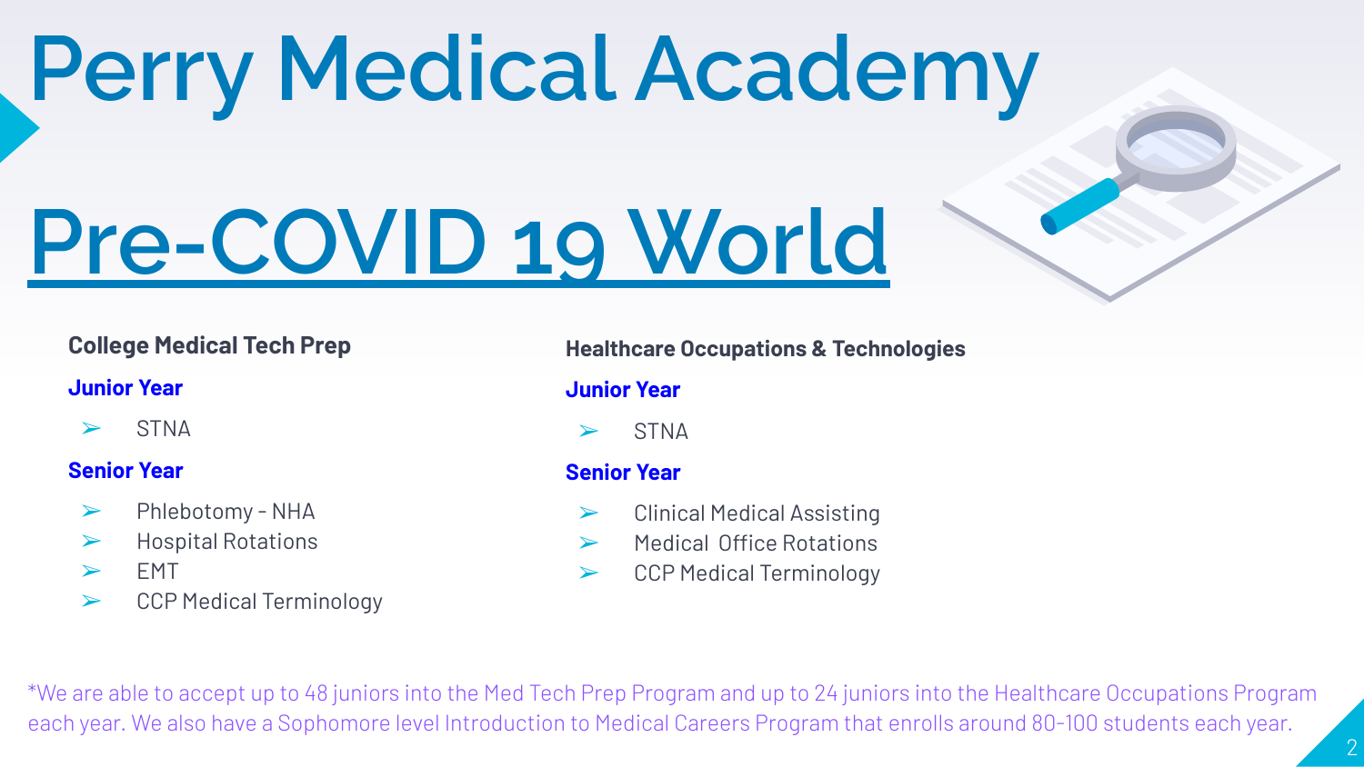# Perry Medical Academy

# Pre-COVID 19 World

### College Medical Tech Prep

**Junior Year**

- STNA

**Senior Year**

- Phlebotomy - NHA
- Hospital Rotations
- EMT
- CCP Medical Terminology

### Healthcare Occupations & Technologies

**Junior Year**

- STNA

**Senior Year**

- Clinical Medical Assisting
- Medical Office Rotations
- CCP Medical Terminology

*We are able to accept up to 48 juniors into the Med Tech Prep Program and up to 24 juniors into the Healthcare Occupations Program each year. We also have a Sophomore level Introduction to Medical Careers Program that enrolls around 80-100 students each year.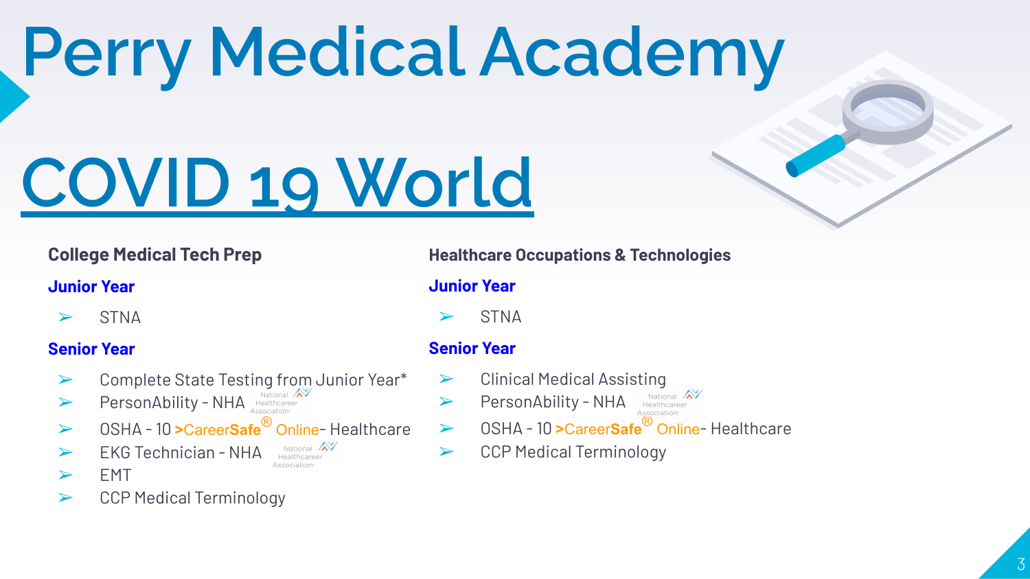# Perry Medical Academy

# COVID 19 World

## College Medical Tech Prep

### Junior Year

- STNA

### Senior Year

- Complete State Testing from Junior Year*
- PersonAbility - NHA National Healthcareer Association
- OSHA - 10 >CareerSafe® Online- Healthcare
- EKG Technician - NHA National Healthcareer Association
- EMT
- CCP Medical Terminology

## Healthcare Occupations & Technologies

### Junior Year

- STNA

### Senior Year

- Clinical Medical Assisting
- PersonAbility - NHA National Healthcareer Association
- OSHA - 10 >CareerSafe® Online- Healthcare
- CCP Medical Terminology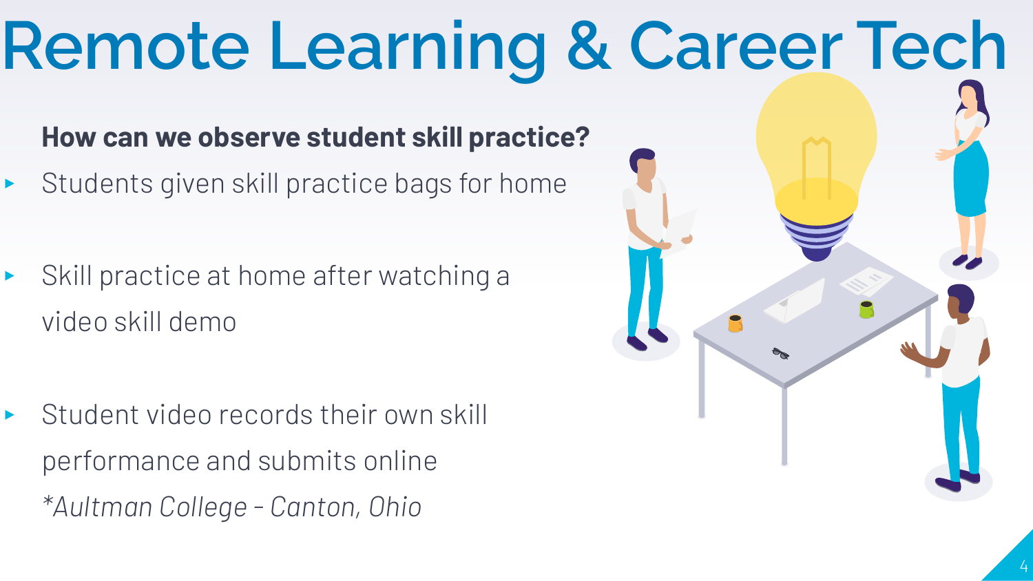# Remote Learning & Career Tech

**How can we observe student skill practice?**

- Students given skill practice bags for home
- Skill practice at home after watching a video skill demo
- Student video records their own skill performance and submits online
  *\*Aultman College - Canton, Ohio*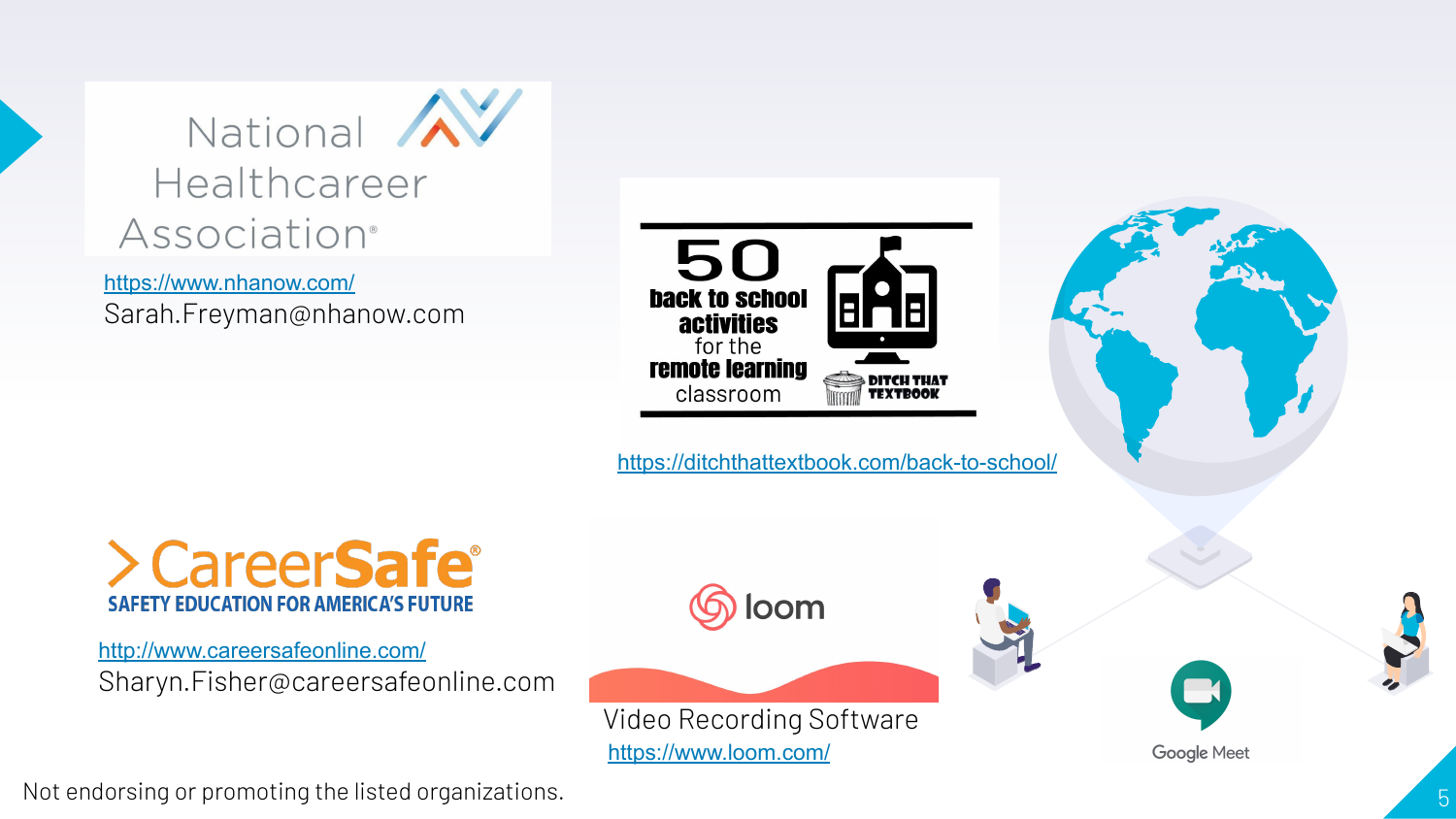National Healthcareer Association

https://www.nhanow.com/

Sarah.Freyman@nhanow.com

50 back to school activities for the remote learning classroom

DITCH THAT TEXTBOOK

https://ditchthattextbook.com/back-to-school/

CareerSafe

SAFETY EDUCATION FOR AMERICA'S FUTURE

http://www.careersafeonline.com/

Sharyn.Fisher@careersafeonline.com

loom

Video Recording Software

https://www.loom.com/

Google Meet

Not endorsing or promoting the listed organizations.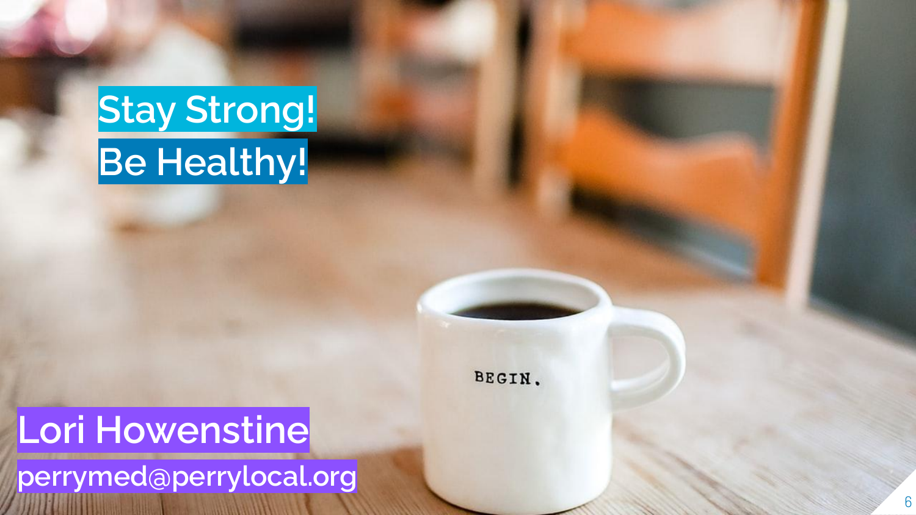Stay Strong!

Be Healthy!

Lori Howenstine

perrymed@perrylocal.org